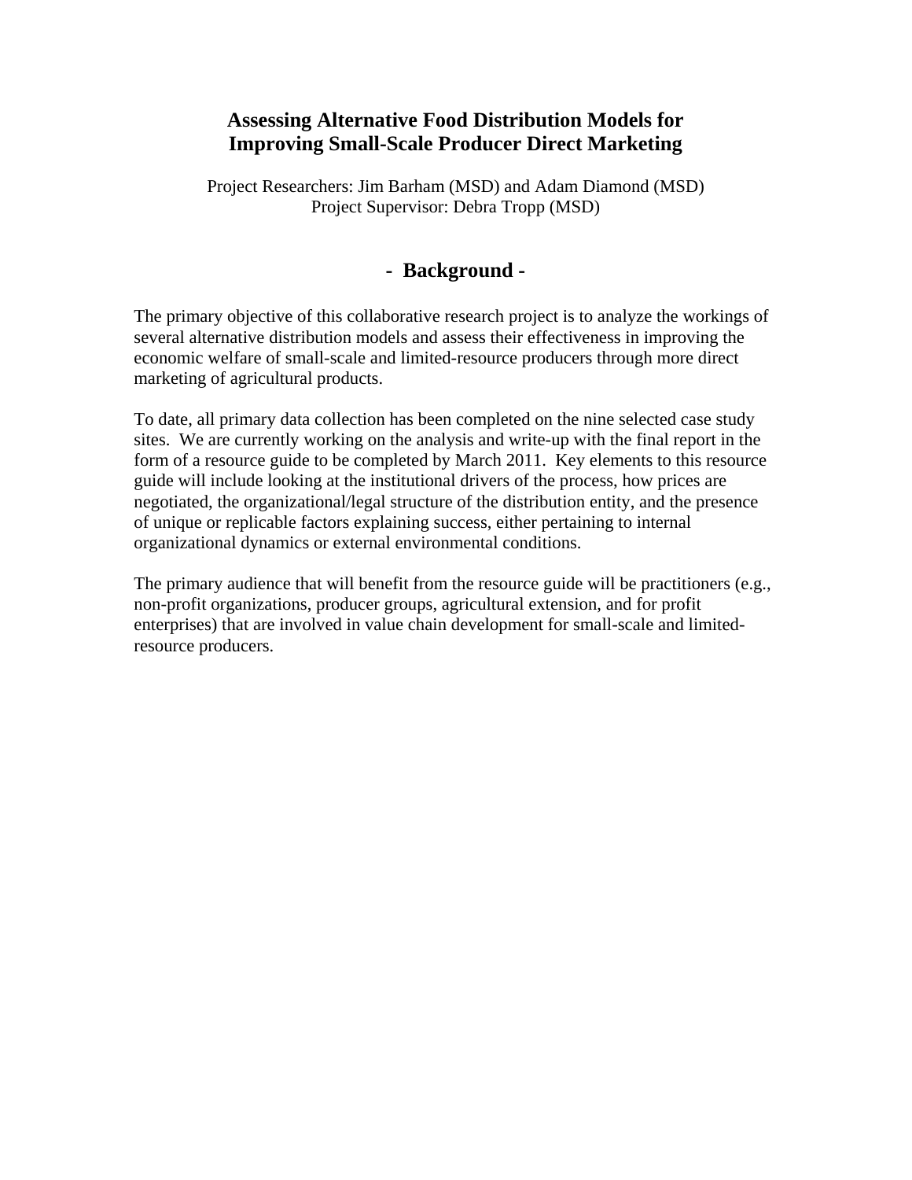# Assessing Alternative Food Distribution Models for Improving Small-Scale Producer Direct Marketing

Project Researchers: Jim Barham (MSD) and Adam Diamond (MSD)
Project Supervisor: Debra Tropp (MSD)

## - Background -

The primary objective of this collaborative research project is to analyze the workings of several alternative distribution models and assess their effectiveness in improving the economic welfare of small-scale and limited-resource producers through more direct marketing of agricultural products.

To date, all primary data collection has been completed on the nine selected case study sites. We are currently working on the analysis and write-up with the final report in the form of a resource guide to be completed by March 2011. Key elements to this resource guide will include looking at the institutional drivers of the process, how prices are negotiated, the organizational/legal structure of the distribution entity, and the presence of unique or replicable factors explaining success, either pertaining to internal organizational dynamics or external environmental conditions.

The primary audience that will benefit from the resource guide will be practitioners (e.g., non-profit organizations, producer groups, agricultural extension, and for profit enterprises) that are involved in value chain development for small-scale and limited-resource producers.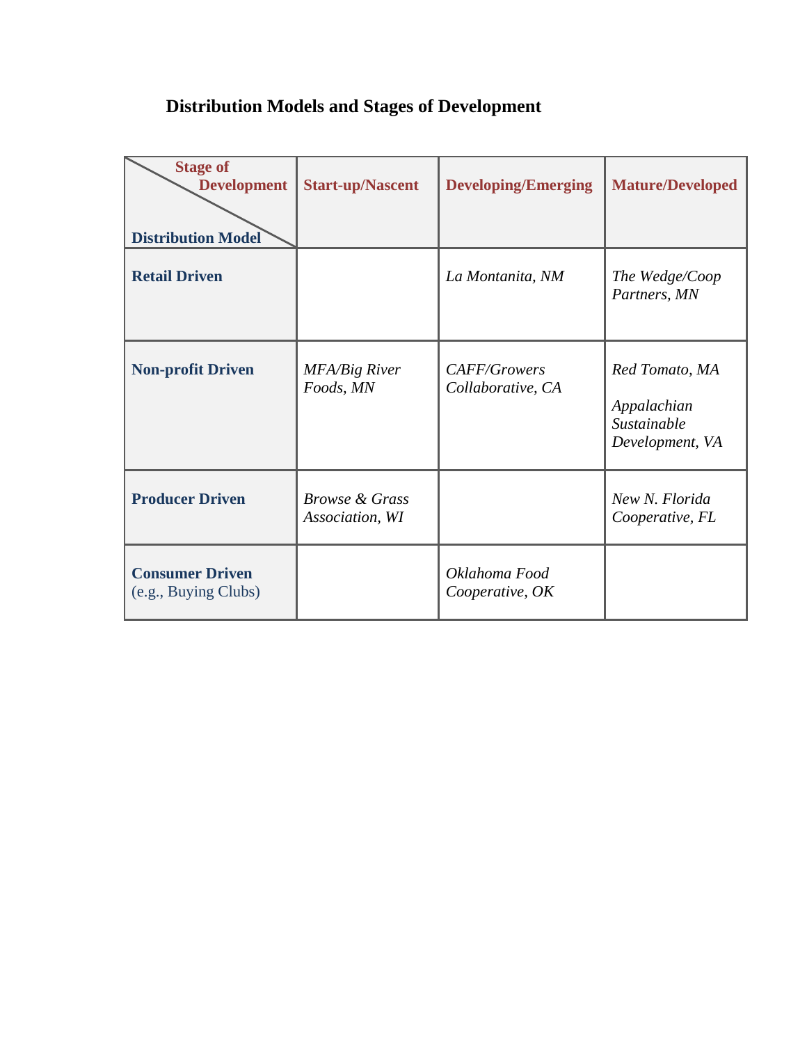## Distribution Models and Stages of Development

| Stage of Development / Distribution Model | Start-up/Nascent | Developing/Emerging | Mature/Developed |
|---|---|---|---|
| **Retail Driven** | | *La Montanita, NM* | *The Wedge/Coop Partners, MN* |
| **Non-profit Driven** | *MFA/Big River Foods, MN* | *CAFF/Growers Collaborative, CA* | *Red Tomato, MA*<br><br>*Appalachian Sustainable Development, VA* |
| **Producer Driven** | *Browse & Grass Association, WI* | | *New N. Florida Cooperative, FL* |
| **Consumer Driven** (e.g., Buying Clubs) | | *Oklahoma Food Cooperative, OK* | |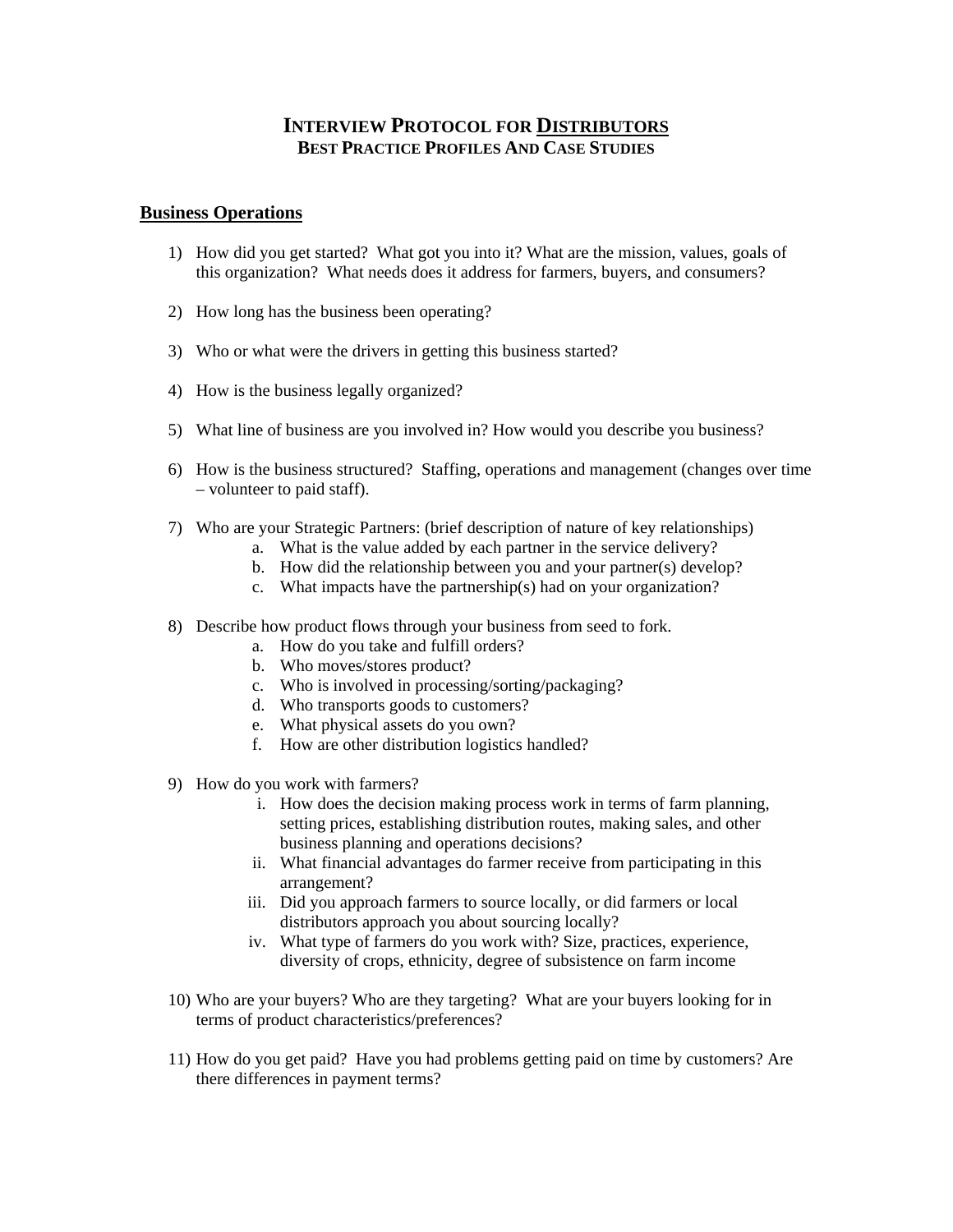# INTERVIEW PROTOCOL FOR DISTRIBUTORS

## BEST PRACTICE PROFILES AND CASE STUDIES

### Business Operations

1) How did you get started? What got you into it? What are the mission, values, goals of this organization? What needs does it address for farmers, buyers, and consumers?

2) How long has the business been operating?

3) Who or what were the drivers in getting this business started?

4) How is the business legally organized?

5) What line of business are you involved in? How would you describe you business?

6) How is the business structured? Staffing, operations and management (changes over time – volunteer to paid staff).

7) Who are your Strategic Partners: (brief description of nature of key relationships)
    a. What is the value added by each partner in the service delivery?
    b. How did the relationship between you and your partner(s) develop?
    c. What impacts have the partnership(s) had on your organization?

8) Describe how product flows through your business from seed to fork.
    a. How do you take and fulfill orders?
    b. Who moves/stores product?
    c. Who is involved in processing/sorting/packaging?
    d. Who transports goods to customers?
    e. What physical assets do you own?
    f. How are other distribution logistics handled?

9) How do you work with farmers?
    i. How does the decision making process work in terms of farm planning, setting prices, establishing distribution routes, making sales, and other business planning and operations decisions?
    ii. What financial advantages do farmer receive from participating in this arrangement?
    iii. Did you approach farmers to source locally, or did farmers or local distributors approach you about sourcing locally?
    iv. What type of farmers do you work with? Size, practices, experience, diversity of crops, ethnicity, degree of subsistence on farm income

10) Who are your buyers? Who are they targeting? What are your buyers looking for in terms of product characteristics/preferences?

11) How do you get paid? Have you had problems getting paid on time by customers? Are there differences in payment terms?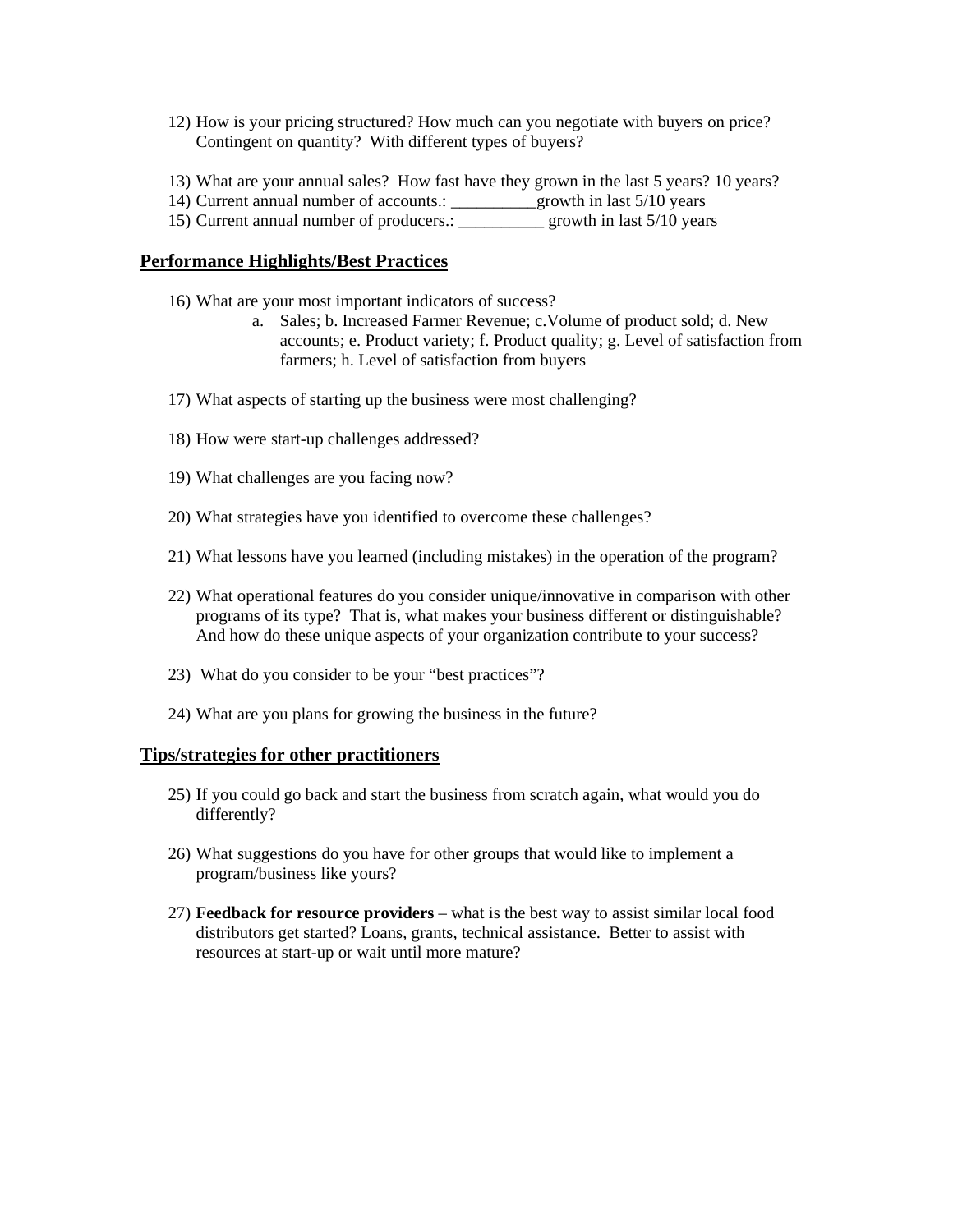12) How is your pricing structured? How much can you negotiate with buyers on price? Contingent on quantity? With different types of buyers?

13) What are your annual sales? How fast have they grown in the last 5 years? 10 years?
14) Current annual number of accounts.: __________growth in last 5/10 years
15) Current annual number of producers.: __________ growth in last 5/10 years

## Performance Highlights/Best Practices

16) What are your most important indicators of success?
    a. Sales; b. Increased Farmer Revenue; c.Volume of product sold; d. New accounts; e. Product variety; f. Product quality; g. Level of satisfaction from farmers; h. Level of satisfaction from buyers

17) What aspects of starting up the business were most challenging?

18) How were start-up challenges addressed?

19) What challenges are you facing now?

20) What strategies have you identified to overcome these challenges?

21) What lessons have you learned (including mistakes) in the operation of the program?

22) What operational features do you consider unique/innovative in comparison with other programs of its type? That is, what makes your business different or distinguishable? And how do these unique aspects of your organization contribute to your success?

23) What do you consider to be your "best practices"?

24) What are you plans for growing the business in the future?

## Tips/strategies for other practitioners

25) If you could go back and start the business from scratch again, what would you do differently?

26) What suggestions do you have for other groups that would like to implement a program/business like yours?

27) **Feedback for resource providers** – what is the best way to assist similar local food distributors get started? Loans, grants, technical assistance. Better to assist with resources at start-up or wait until more mature?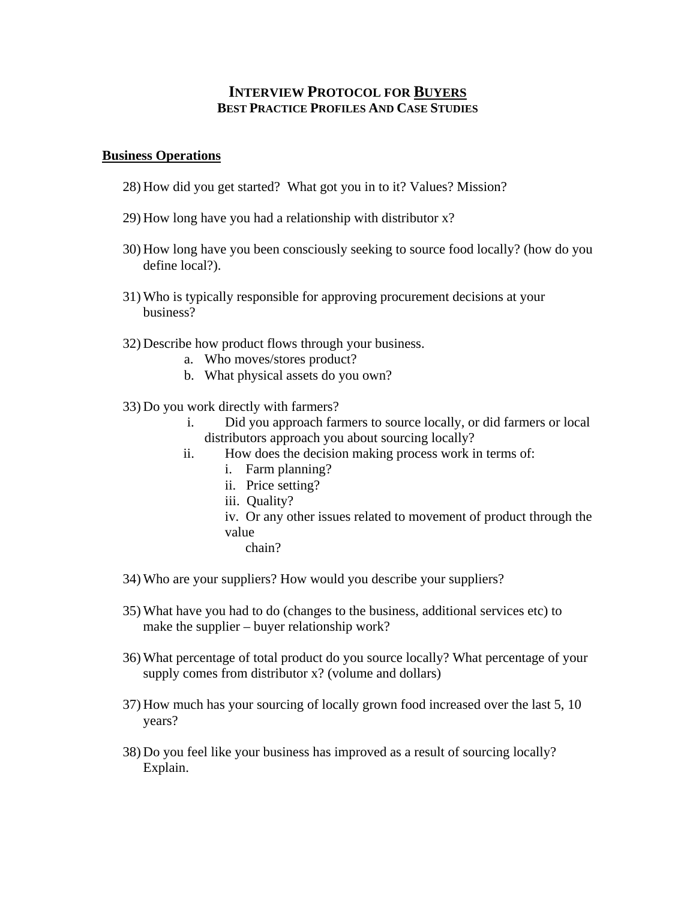# INTERVIEW PROTOCOL FOR BUYERS

## BEST PRACTICE PROFILES AND CASE STUDIES

### Business Operations

28) How did you get started? What got you in to it? Values? Mission?

29) How long have you had a relationship with distributor x?

30) How long have you been consciously seeking to source food locally? (how do you define local?).

31) Who is typically responsible for approving procurement decisions at your business?

32) Describe how product flows through your business.
    a. Who moves/stores product?
    b. What physical assets do you own?

33) Do you work directly with farmers?
    i. Did you approach farmers to source locally, or did farmers or local distributors approach you about sourcing locally?
    ii. How does the decision making process work in terms of:
        i. Farm planning?
        ii. Price setting?
        iii. Quality?
        iv. Or any other issues related to movement of product through the value chain?

34) Who are your suppliers? How would you describe your suppliers?

35) What have you had to do (changes to the business, additional services etc) to make the supplier – buyer relationship work?

36) What percentage of total product do you source locally? What percentage of your supply comes from distributor x? (volume and dollars)

37) How much has your sourcing of locally grown food increased over the last 5, 10 years?

38) Do you feel like your business has improved as a result of sourcing locally? Explain.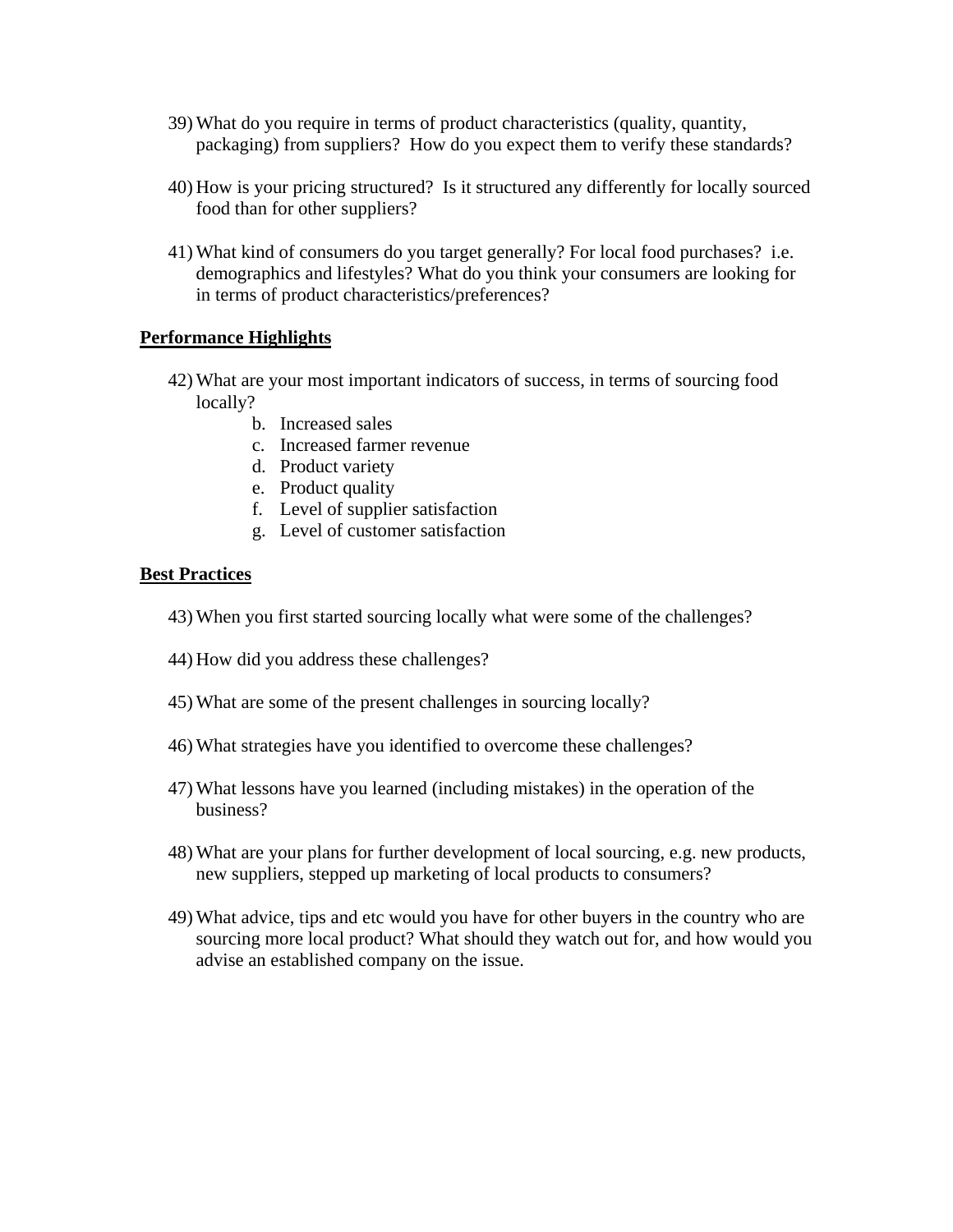39) What do you require in terms of product characteristics (quality, quantity, packaging) from suppliers? How do you expect them to verify these standards?

40) How is your pricing structured? Is it structured any differently for locally sourced food than for other suppliers?

41) What kind of consumers do you target generally? For local food purchases? i.e. demographics and lifestyles? What do you think your consumers are looking for in terms of product characteristics/preferences?

**Performance Highlights**

42) What are your most important indicators of success, in terms of sourcing food locally?
    b. Increased sales
    c. Increased farmer revenue
    d. Product variety
    e. Product quality
    f. Level of supplier satisfaction
    g. Level of customer satisfaction

**Best Practices**

43) When you first started sourcing locally what were some of the challenges?

44) How did you address these challenges?

45) What are some of the present challenges in sourcing locally?

46) What strategies have you identified to overcome these challenges?

47) What lessons have you learned (including mistakes) in the operation of the business?

48) What are your plans for further development of local sourcing, e.g. new products, new suppliers, stepped up marketing of local products to consumers?

49) What advice, tips and etc would you have for other buyers in the country who are sourcing more local product? What should they watch out for, and how would you advise an established company on the issue.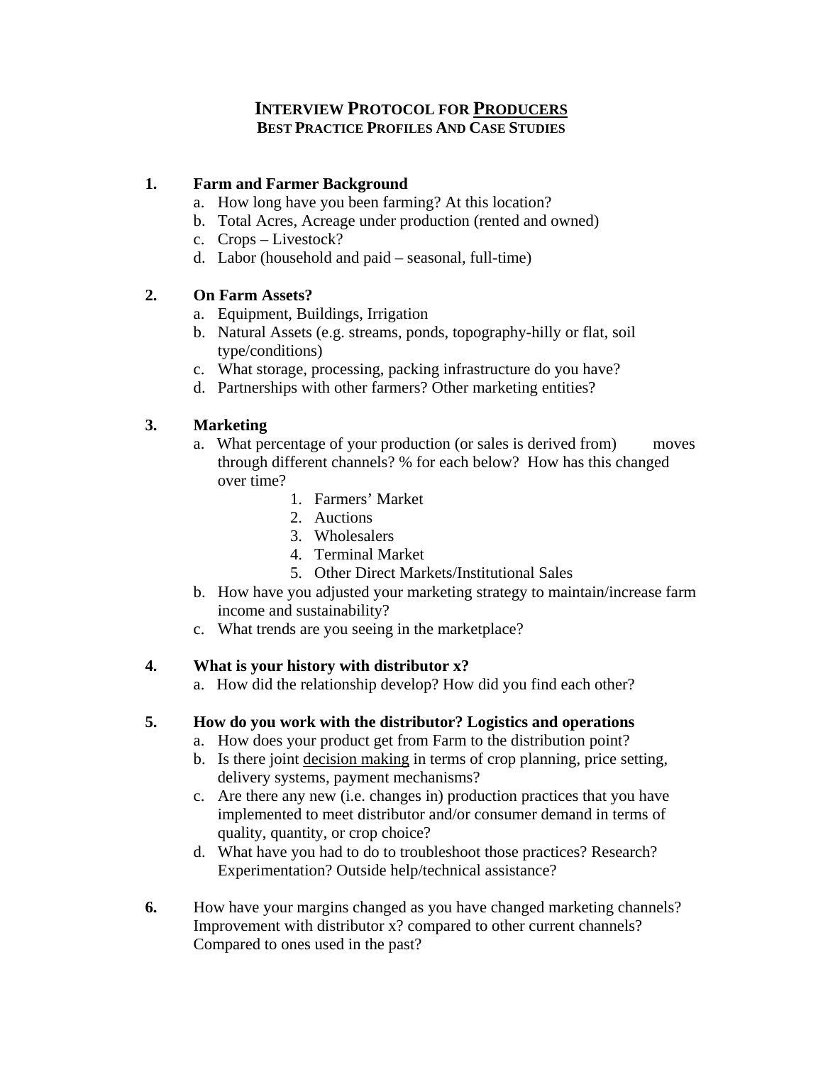# INTERVIEW PROTOCOL FOR PRODUCERS

## BEST PRACTICE PROFILES AND CASE STUDIES

1. **Farm and Farmer Background**
   a. How long have you been farming? At this location?
   b. Total Acres, Acreage under production (rented and owned)
   c. Crops – Livestock?
   d. Labor (household and paid – seasonal, full-time)

2. **On Farm Assets?**
   a. Equipment, Buildings, Irrigation
   b. Natural Assets (e.g. streams, ponds, topography-hilly or flat, soil type/conditions)
   c. What storage, processing, packing infrastructure do you have?
   d. Partnerships with other farmers? Other marketing entities?

3. **Marketing**
   a. What percentage of your production (or sales is derived from) moves through different channels? % for each below? How has this changed over time?
      1. Farmers' Market
      2. Auctions
      3. Wholesalers
      4. Terminal Market
      5. Other Direct Markets/Institutional Sales
   b. How have you adjusted your marketing strategy to maintain/increase farm income and sustainability?
   c. What trends are you seeing in the marketplace?

4. **What is your history with distributor x?**
   a. How did the relationship develop? How did you find each other?

5. **How do you work with the distributor? Logistics and operations**
   a. How does your product get from Farm to the distribution point?
   b. Is there joint <u>decision making</u> in terms of crop planning, price setting, delivery systems, payment mechanisms?
   c. Are there any new (i.e. changes in) production practices that you have implemented to meet distributor and/or consumer demand in terms of quality, quantity, or crop choice?
   d. What have you had to do to troubleshoot those practices? Research? Experimentation? Outside help/technical assistance?

6. How have your margins changed as you have changed marketing channels? Improvement with distributor x? compared to other current channels? Compared to ones used in the past?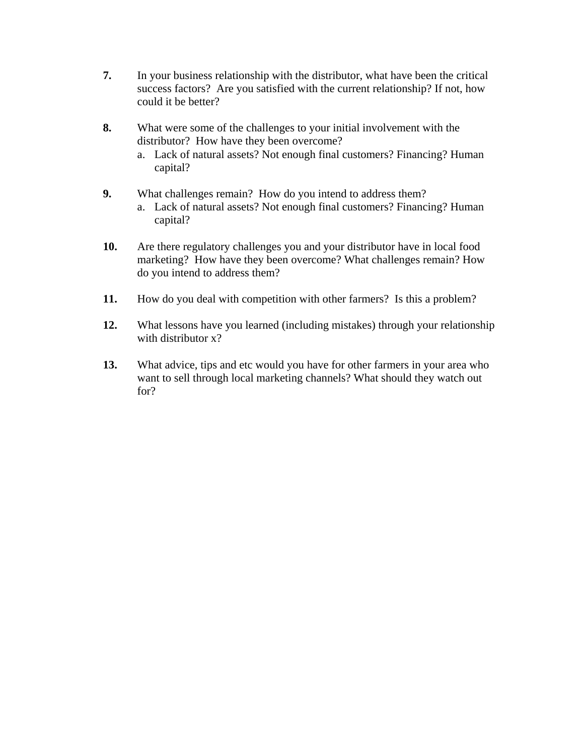**7.** In your business relationship with the distributor, what have been the critical success factors? Are you satisfied with the current relationship? If not, how could it be better?

**8.** What were some of the challenges to your initial involvement with the distributor? How have they been overcome?

   a. Lack of natural assets? Not enough final customers? Financing? Human capital?

**9.** What challenges remain? How do you intend to address them?

   a. Lack of natural assets? Not enough final customers? Financing? Human capital?

**10.** Are there regulatory challenges you and your distributor have in local food marketing? How have they been overcome? What challenges remain? How do you intend to address them?

**11.** How do you deal with competition with other farmers? Is this a problem?

**12.** What lessons have you learned (including mistakes) through your relationship with distributor x?

**13.** What advice, tips and etc would you have for other farmers in your area who want to sell through local marketing channels? What should they watch out for?